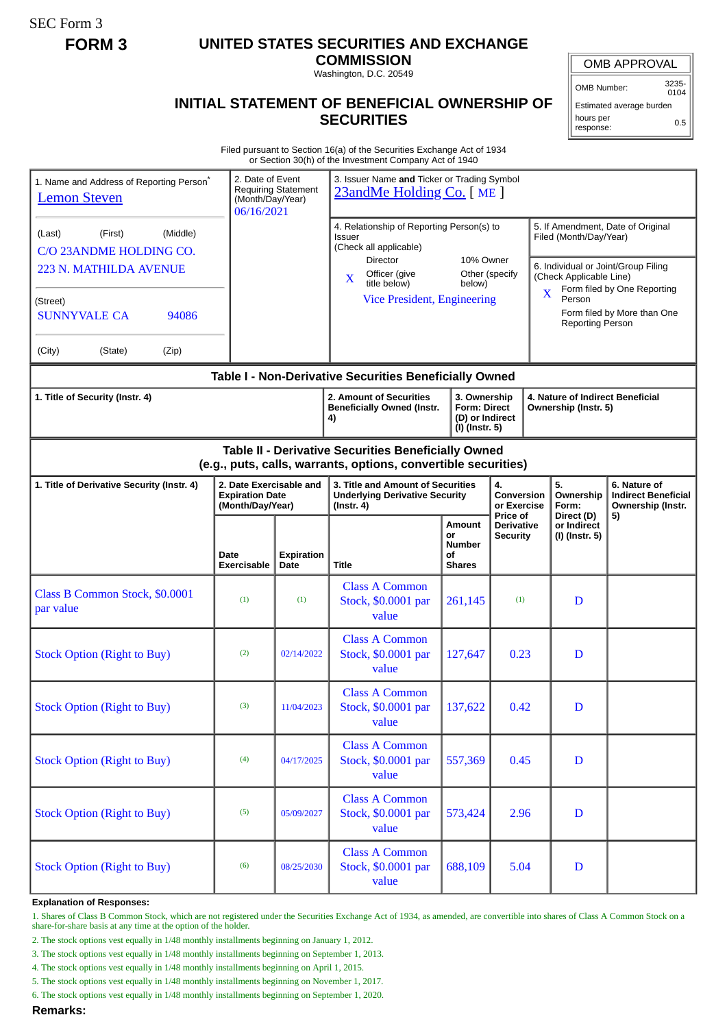SEC Form 3

**FORM 3**

# UNITED STATES SECURITIES AND EXCHANGE COMMISSION

Washington, D.C. 20549

## INITIAL STATEMENT OF BENEFICIAL OWNERSHIP OF SECURITIES

| OMB APPROVAL | |
|---|---|
| OMB Number: | 3235-0104 |
| Estimated average burden | |
| hours per response: | 0.5 |

Filed pursuant to Section 16(a) of the Securities Exchange Act of 1934
or Section 30(h) of the Investment Company Act of 1940

| 1. Name and Address of Reporting Person* | 2. Date of Event Requiring Statement (Month/Day/Year) | 3. Issuer Name and Ticker or Trading Symbol |
|---|---|---|
| Lemon Steven | 06/16/2021 | 23andMe Holding Co. [ ME ] |
| (Last) (First) (Middle) C/O 23ANDME HOLDING CO. 223 N. MATHILDA AVENUE | | 4. Relationship of Reporting Person(s) to Issuer (Check all applicable) Director / 10% Owner / X Officer (give title below) / Other (specify below) — Vice President, Engineering |
| (Street) SUNNYVALE CA 94086 | | 5. If Amendment, Date of Original Filed (Month/Day/Year) |
| (City) (State) (Zip) | | 6. Individual or Joint/Group Filing (Check Applicable Line) X Form filed by One Reporting Person / Form filed by More than One Reporting Person |

### Table I - Non-Derivative Securities Beneficially Owned

| 1. Title of Security (Instr. 4) | 2. Amount of Securities Beneficially Owned (Instr. 4) | 3. Ownership Form: Direct (D) or Indirect (I) (Instr. 5) | 4. Nature of Indirect Beneficial Ownership (Instr. 5) |
|---|---|---|---|

### Table II - Derivative Securities Beneficially Owned (e.g., puts, calls, warrants, options, convertible securities)

| 1. Title of Derivative Security (Instr. 4) | 2. Date Exercisable and Expiration Date (Month/Day/Year) | | 3. Title and Amount of Securities Underlying Derivative Security (Instr. 4) | | 4. Conversion or Exercise Price of Derivative Security | 5. Ownership Form: Direct (D) or Indirect (I) (Instr. 5) | 6. Nature of Indirect Beneficial Ownership (Instr. 5) |
|---|---|---|---|---|---|---|---|
| | Date Exercisable | Expiration Date | Title | Amount or Number of Shares | | | |
| Class B Common Stock, $0.0001 par value | (1) | (1) | Class A Common Stock, $0.0001 par value | 261,145 | (1) | D | |
| Stock Option (Right to Buy) | (2) | 02/14/2022 | Class A Common Stock, $0.0001 par value | 127,647 | 0.23 | D | |
| Stock Option (Right to Buy) | (3) | 11/04/2023 | Class A Common Stock, $0.0001 par value | 137,622 | 0.42 | D | |
| Stock Option (Right to Buy) | (4) | 04/17/2025 | Class A Common Stock, $0.0001 par value | 557,369 | 0.45 | D | |
| Stock Option (Right to Buy) | (5) | 05/09/2027 | Class A Common Stock, $0.0001 par value | 573,424 | 2.96 | D | |
| Stock Option (Right to Buy) | (6) | 08/25/2030 | Class A Common Stock, $0.0001 par value | 688,109 | 5.04 | D | |

**Explanation of Responses:**

1. Shares of Class B Common Stock, which are not registered under the Securities Exchange Act of 1934, as amended, are convertible into shares of Class A Common Stock on a share-for-share basis at any time at the option of the holder.
2. The stock options vest equally in 1/48 monthly installments beginning on January 1, 2012.
3. The stock options vest equally in 1/48 monthly installments beginning on September 1, 2013.
4. The stock options vest equally in 1/48 monthly installments beginning on April 1, 2015.
5. The stock options vest equally in 1/48 monthly installments beginning on November 1, 2017.
6. The stock options vest equally in 1/48 monthly installments beginning on September 1, 2020.

**Remarks:**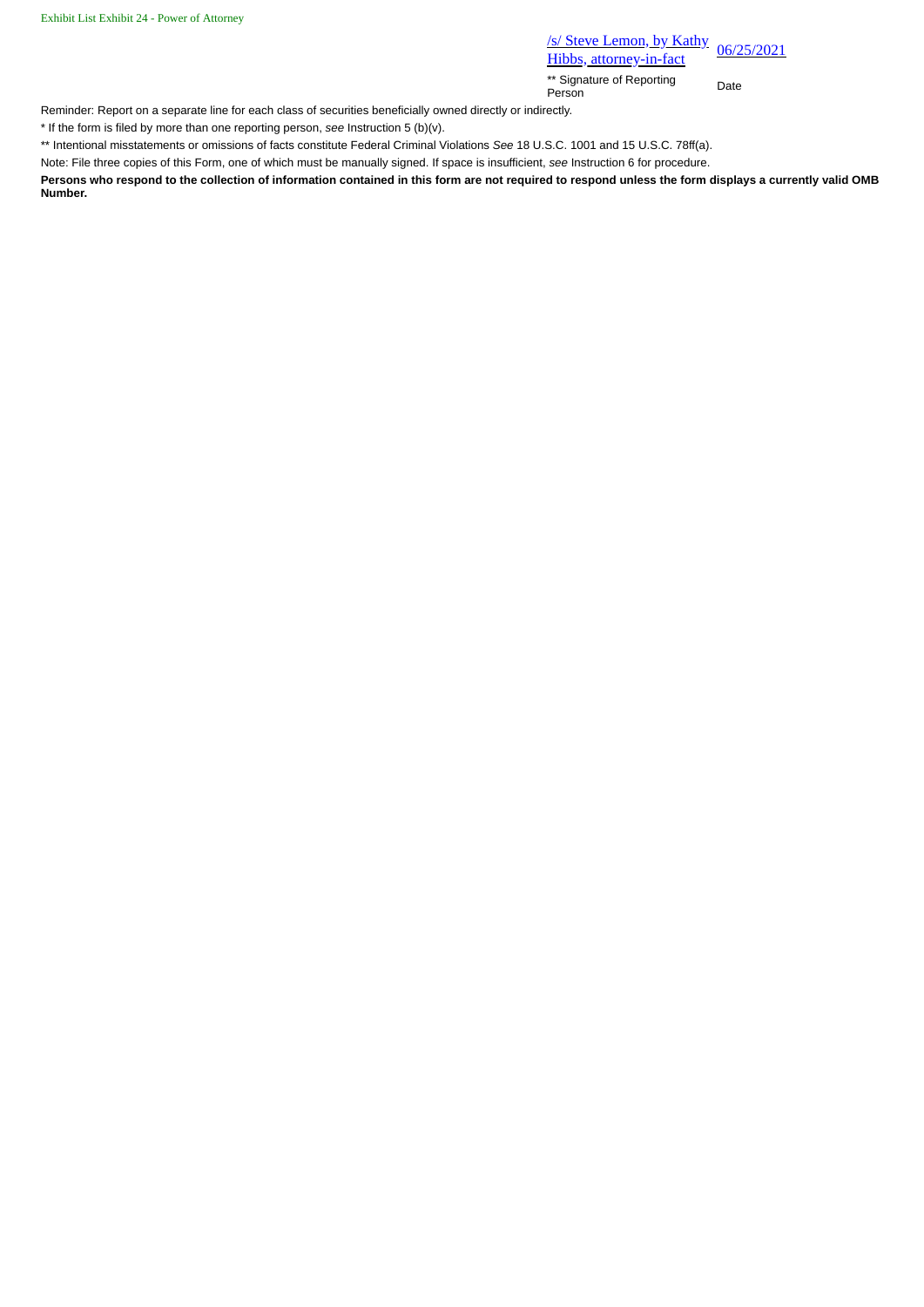Exhibit List Exhibit 24 - Power of Attorney

| /s/ Steve Lemon, by Kathy Hibbs, attorney-in-fact | 06/25/2021 |
| --- | --- |
| ** Signature of Reporting Person | Date |

Reminder: Report on a separate line for each class of securities beneficially owned directly or indirectly.

* If the form is filed by more than one reporting person, *see* Instruction 5 (b)(v).

** Intentional misstatements or omissions of facts constitute Federal Criminal Violations *See* 18 U.S.C. 1001 and 15 U.S.C. 78ff(a).

Note: File three copies of this Form, one of which must be manually signed. If space is insufficient, *see* Instruction 6 for procedure.

**Persons who respond to the collection of information contained in this form are not required to respond unless the form displays a currently valid OMB Number.**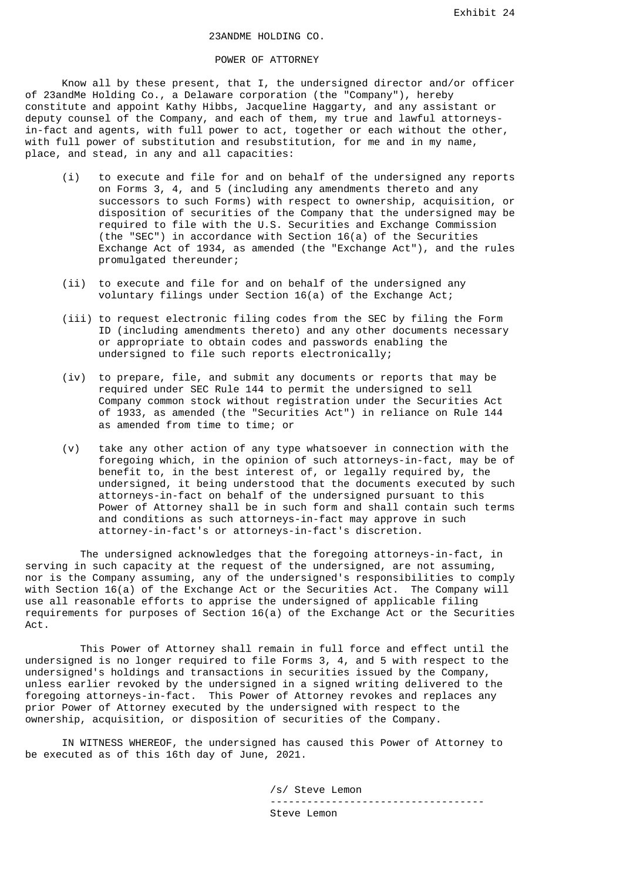Exhibit 24

# 23ANDME HOLDING CO.

## POWER OF ATTORNEY

Know all by these present, that I, the undersigned director and/or officer of 23andMe Holding Co., a Delaware corporation (the "Company"), hereby constitute and appoint Kathy Hibbs, Jacqueline Haggarty, and any assistant or deputy counsel of the Company, and each of them, my true and lawful attorneys-in-fact and agents, with full power to act, together or each without the other, with full power of substitution and resubstitution, for me and in my name, place, and stead, in any and all capacities:

(i) to execute and file for and on behalf of the undersigned any reports on Forms 3, 4, and 5 (including any amendments thereto and any successors to such Forms) with respect to ownership, acquisition, or disposition of securities of the Company that the undersigned may be required to file with the U.S. Securities and Exchange Commission (the "SEC") in accordance with Section 16(a) of the Securities Exchange Act of 1934, as amended (the "Exchange Act"), and the rules promulgated thereunder;

(ii) to execute and file for and on behalf of the undersigned any voluntary filings under Section 16(a) of the Exchange Act;

(iii) to request electronic filing codes from the SEC by filing the Form ID (including amendments thereto) and any other documents necessary or appropriate to obtain codes and passwords enabling the undersigned to file such reports electronically;

(iv) to prepare, file, and submit any documents or reports that may be required under SEC Rule 144 to permit the undersigned to sell Company common stock without registration under the Securities Act of 1933, as amended (the "Securities Act") in reliance on Rule 144 as amended from time to time; or

(v) take any other action of any type whatsoever in connection with the foregoing which, in the opinion of such attorneys-in-fact, may be of benefit to, in the best interest of, or legally required by, the undersigned, it being understood that the documents executed by such attorneys-in-fact on behalf of the undersigned pursuant to this Power of Attorney shall be in such form and shall contain such terms and conditions as such attorneys-in-fact may approve in such attorney-in-fact's or attorneys-in-fact's discretion.

The undersigned acknowledges that the foregoing attorneys-in-fact, in serving in such capacity at the request of the undersigned, are not assuming, nor is the Company assuming, any of the undersigned's responsibilities to comply with Section 16(a) of the Exchange Act or the Securities Act. The Company will use all reasonable efforts to apprise the undersigned of applicable filing requirements for purposes of Section 16(a) of the Exchange Act or the Securities Act.

This Power of Attorney shall remain in full force and effect until the undersigned is no longer required to file Forms 3, 4, and 5 with respect to the undersigned's holdings and transactions in securities issued by the Company, unless earlier revoked by the undersigned in a signed writing delivered to the foregoing attorneys-in-fact. This Power of Attorney revokes and replaces any prior Power of Attorney executed by the undersigned with respect to the ownership, acquisition, or disposition of securities of the Company.

IN WITNESS WHEREOF, the undersigned has caused this Power of Attorney to be executed as of this 16th day of June, 2021.

/s/ Steve Lemon

-----------------------------------

Steve Lemon